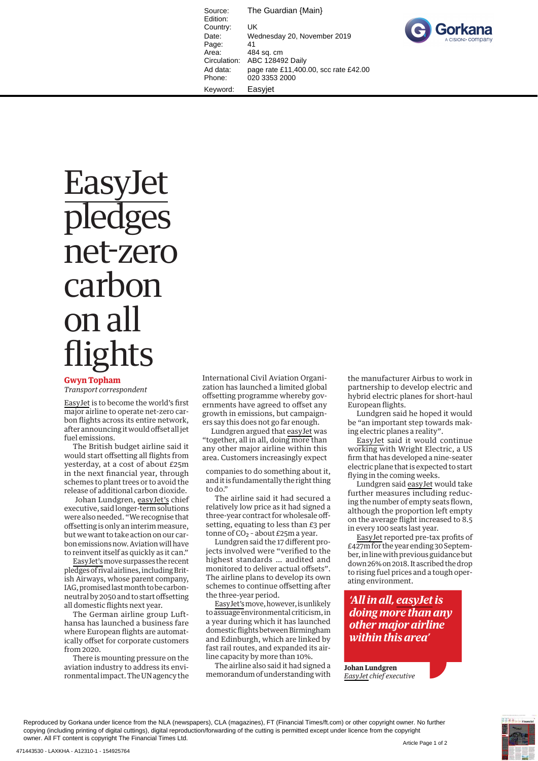Source: The Guardian {Main}
Edition:
Country: UK
Date: Wednesday 20, November 2019
Page: 41
Area: 484 sq. cm
Circulation: ABC 128492 Daily
Ad data: page rate £11,400.00, scc rate £42.00
Phone: 020 3353 2000
Keyword: Easyjet

# EasyJet pledges net-zero carbon on all flights

**Gwyn Topham**
*Transport correspondent*

EasyJet is to become the world's first major airline to operate net-zero carbon flights across its entire network, after announcing it would offset all jet fuel emissions.

The British budget airline said it would start offsetting all flights from yesterday, at a cost of about £25m in the next financial year, through schemes to plant trees or to avoid the release of additional carbon dioxide.

Johan Lundgren, easyJet's chief executive, said longer-term solutions were also needed. "We recognise that offsetting is only an interim measure, but we want to take action on our carbon emissions now. Aviation will have to reinvent itself as quickly as it can."

EasyJet's move surpasses the recent pledges of rival airlines, including British Airways, whose parent company, IAG, promised last month to be carbon-neutral by 2050 and to start offsetting all domestic flights next year.

The German airline group Lufthansa has launched a business fare where European flights are automatically offset for corporate customers from 2020.

There is mounting pressure on the aviation industry to address its environmental impact. The UN agency the International Civil Aviation Organization has launched a limited global offsetting programme whereby governments have agreed to offset any growth in emissions, but campaigners say this does not go far enough.

Lundgren argued that easyJet was "together, all in all, doing more than any other major airline within this area. Customers increasingly expect companies to do something about it, and it is fundamentally the right thing to do."

The airline said it had secured a relatively low price as it had signed a three-year contract for wholesale offsetting, equating to less than £3 per tonne of $CO_2$ – about £25m a year.

Lundgren said the 17 different projects involved were "verified to the highest standards ... audited and monitored to deliver actual offsets". The airline plans to develop its own schemes to continue offsetting after the three-year period.

EasyJet's move, however, is unlikely to assuage environmental criticism, in a year during which it has launched domestic flights between Birmingham and Edinburgh, which are linked by fast rail routes, and expanded its airline capacity by more than 10%.

The airline also said it had signed a memorandum of understanding with the manufacturer Airbus to work in partnership to develop electric and hybrid electric planes for short-haul European flights.

Lundgren said he hoped it would be "an important step towards making electric planes a reality".

EasyJet said it would continue working with Wright Electric, a US firm that has developed a nine-seater electric plane that is expected to start flying in the coming weeks.

Lundgren said easyJet would take further measures including reducing the number of empty seats flown, although the proportion left empty on the average flight increased to 8.5 in every 100 seats last year.

EasyJet reported pre-tax profits of £427m for the year ending 30 September, in line with previous guidance but down 26% on 2018. It ascribed the drop to rising fuel prices and a tough operating environment.

> ***'All in all, easyJet is doing more than any other major airline within this area'***
>
> **Johan Lundgren**
> *EasyJet chief executive*

Reproduced by Gorkana under licence from the NLA (newspapers), CLA (magazines), FT (Financial Times/ft.com) or other copyright owner. No further copying (including printing of digital cuttings), digital reproduction/forwarding of the cutting is permitted except under licence from the copyright owner. All FT content is copyright The Financial Times Ltd.

471443530 - LAXKHA - A12310-1 - 154925764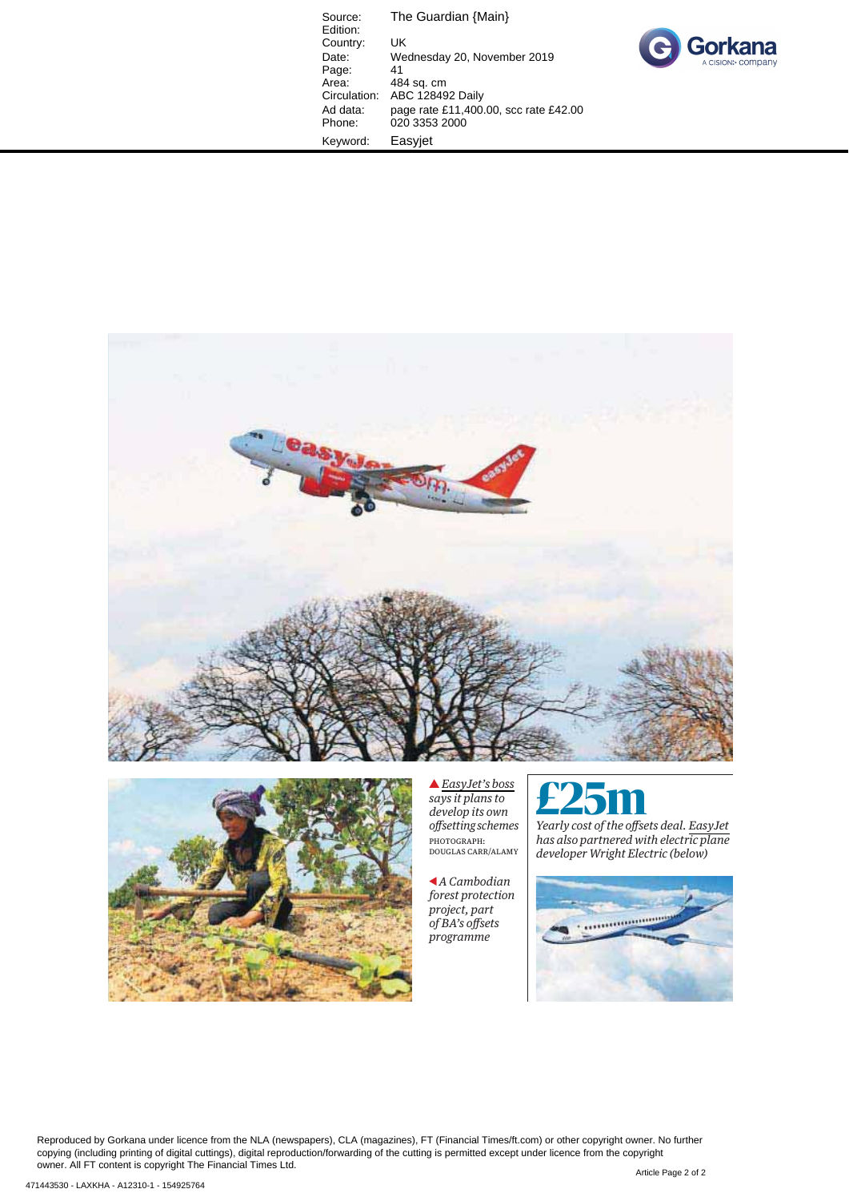▲ EasyJet's boss says it plans to develop its own offsetting schemes
PHOTOGRAPH: DOUGLAS CARR/ALAMY

◀ A Cambodian forest protection project, part of BA's offsets programme

**£25m**

*Yearly cost of the offsets deal. EasyJet has also partnered with electric plane developer Wright Electric (below)*